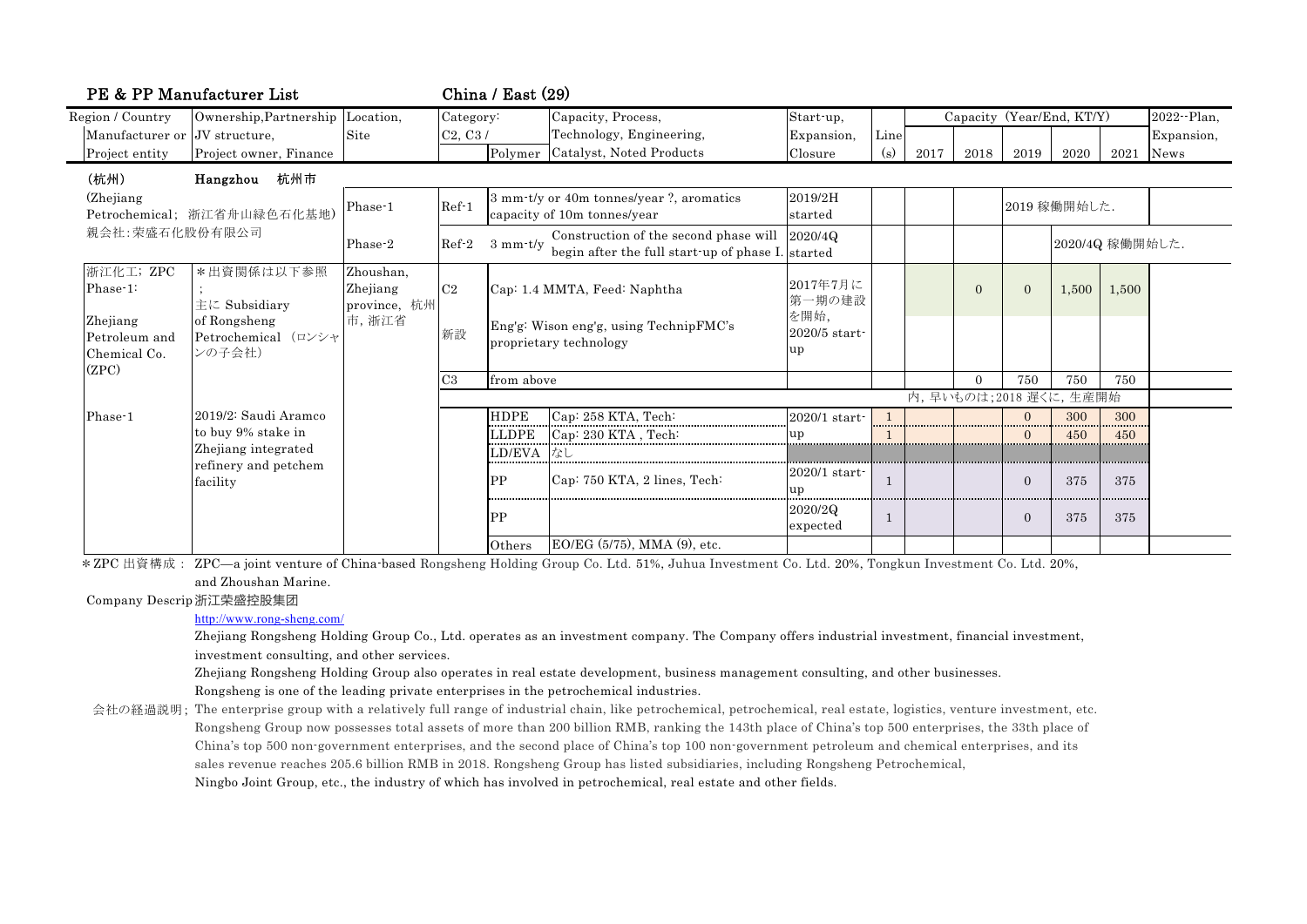## PE & PP Manufacturer List　　China / East (29)

| Region / Country<br>Manufacturer or<br>Project entity | Ownership,Partnership<br>JV structure,<br>Project owner, Finance | Location,<br>Site | Category:<br>C2, C3 / | Polymer | Capacity, Process,<br>Technology, Engineering,<br>Catalyst, Noted Products | Start-up,<br>Expansion,<br>Closure | Line<br>(s) | 2017 | 2018 | 2019 | 2020 | 2021 | 2022--Plan,<br>Expansion,<br>News |
|---|---|---|---|---|---|---|---|---|---|---|---|---|---|
| (杭州) | Hangzhou　杭州市 | | | | | | | | | | | | |
| (Zhejiang Petrochemical; 浙江省舟山緑色石化基地)<br>親会社:荣盛石化股份有限公司 | | Phase-1 | Ref-1 | | 3 mm-t/y or 40m tonnes/year ?, aromatics capacity of 10m tonnes/year | 2019/2H started | | | | 2019 稼働開始した. | | | |
| | | Phase-2 | Ref-2 | 3 mm-t/y | Construction of the second phase will begin after the full start-up of phase I. | 2020/4Q started | | | | | 2020/4Q 稼働開始した. | | |
| 浙江化工; ZPC Phase-1:<br>Zhejiang Petroleum and Chemical Co. (ZPC) | *出資関係は以下参照<br>;<br>主に Subsidiary of Rongsheng Petrochemical (ロンシャンの子会社) | Zhoushan, Zhejiang province, 杭州市, 浙江省 | C2 | | Cap: 1.4 MMTA, Feed: Naphtha | 2017年7月に第一期の建設を開始, | | | 0 | 0 | 1,500 | 1,500 | |
| | | | 新設 | | Eng'g: Wison eng'g, using TechnipFMC's proprietary technology | 2020/5 start-up | | | | | | | |
| | | | C3 | from above | | | | | 0 | 750 | 750 | 750 | |
| | | | | | | | | 内, 早いものは;2018 遅くに, 生産開始 | | | | | |
| Phase-1 | 2019/2: Saudi Aramco to buy 9% stake in Zhejiang integrated refinery and petchem facility | | | HDPE | Cap: 258 KTA, Tech: | 2020/1 start-up | 1 | | | 0 | 300 | 300 | |
| | | | | LLDPE | Cap: 230 KTA , Tech: | | 1 | | | 0 | 450 | 450 | |
| | | | | LD/EVA | なし | | | | | | | | |
| | | | | PP | Cap: 750 KTA, 2 lines, Tech: | 2020/1 start-up | 1 | | | 0 | 375 | 375 | |
| | | | | PP | | 2020/2Q expected | 1 | | | 0 | 375 | 375 | |
| | | | | Others | EO/EG (5/75), MMA (9), etc. | | | | | | | | |

*ZPC 出資構成： ZPC—a joint venture of China-based Rongsheng Holding Group Co. Ltd. 51%, Juhua Investment Co. Ltd. 20%, Tongkun Investment Co. Ltd. 20%, and Zhoushan Marine.

Company Descrip 浙江荣盛控股集团

http://www.rong-sheng.com/

Zhejiang Rongsheng Holding Group Co., Ltd. operates as an investment company. The Company offers industrial investment, financial investment, investment consulting, and other services.

Zhejiang Rongsheng Holding Group also operates in real estate development, business management consulting, and other businesses.

Rongsheng is one of the leading private enterprises in the petrochemical industries.

会社の経過説明; The enterprise group with a relatively full range of industrial chain, like petrochemical, petrochemical, real estate, logistics, venture investment, etc. Rongsheng Group now possesses total assets of more than 200 billion RMB, ranking the 143th place of China's top 500 enterprises, the 33th place of China's top 500 non-government enterprises, and the second place of China's top 100 non-government petroleum and chemical enterprises, and its sales revenue reaches 205.6 billion RMB in 2018. Rongsheng Group has listed subsidiaries, including Rongsheng Petrochemical, Ningbo Joint Group, etc., the industry of which has involved in petrochemical, real estate and other fields.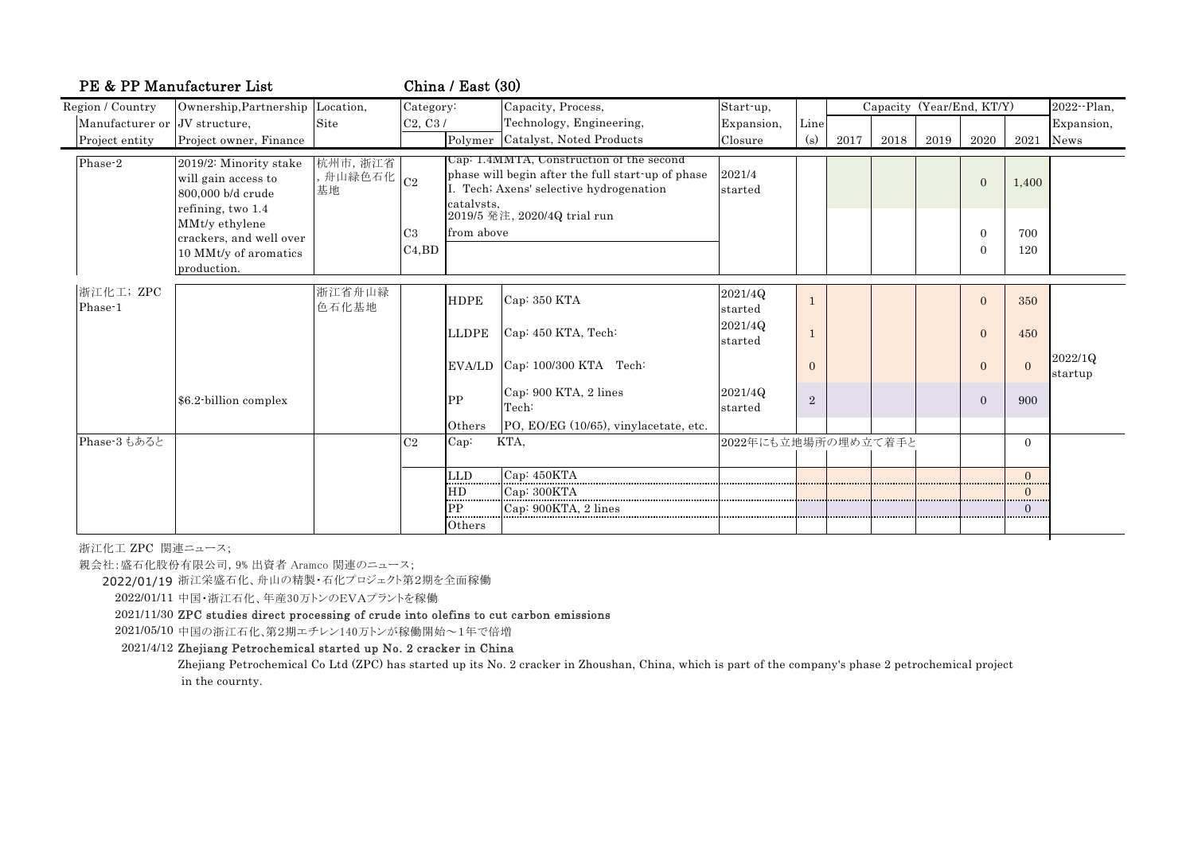PE & PP Manufacturer List　　　　China / East (30)

| Region / Country<br>Manufacturer or<br>Project entity | Ownership,Partnership<br>JV structure,<br>Project owner, Finance | Location,<br>Site | Category:<br>C2, C3 / | Polymer | Capacity, Process,<br>Technology, Engineering,<br>Catalyst, Noted Products | Start-up,<br>Expansion,<br>Closure | Line<br>(s) | 2017 | 2018 | 2019 | 2020 | 2021 | 2022--Plan,<br>Expansion,<br>News |
|---|---|---|---|---|---|---|---|---|---|---|---|---|---|
| | | | | | | | | Capacity (Year/End, KT/Y) | | | | | |
| Phase-2 | 2019/2: Minority stake will gain access to 800,000 b/d crude refining, two 1.4 MMt/y ethylene crackers, and well over 10 MMt/y of aromatics production. | 杭州市, 浙江省, 舟山緑色石化基地 | C2 | | Cap: 1.4MMTA, Construction of the second phase will begin after the full start-up of phase I. Tech: Axens' selective hydrogenation catalysts, 2019/5 発注, 2020/4Q trial run | 2021/4 started | | | | | 0 | 1,400 | |
| | | | C3 | from above | | | | | | | 0 | 700 | |
| | | | C4,BD | | | | | | | | 0 | 120 | |
| 浙江化工; ZPC Phase-1 | | 浙江省舟山緑色石化基地 | | HDPE | Cap: 350 KTA | 2021/4Q started | 1 | | | | 0 | 350 | |
| | | | | LLDPE | Cap: 450 KTA, Tech: | 2021/4Q started | 1 | | | | 0 | 450 | |
| | | | | EVA/LD | Cap: 100/300 KTA　Tech: | | 0 | | | | 0 | 0 | 2022/1Q startup |
| | $6.2-billion complex | | | PP | Cap: 900 KTA, 2 lines<br>Tech: | 2021/4Q started | 2 | | | | 0 | 900 | |
| | | | | Others | PO, EO/EG (10/65), vinylacetate, etc. | | | | | | | | |
| Phase-3 もあると | | | C2 | Cap: | KTA, | 2022年にも立地場所の埋め立て着手と | | | | | | 0 | |
| | | | | LLD | Cap: 450KTA | | | | | | | 0 | |
| | | | | HD | Cap: 300KTA | | | | | | | 0 | |
| | | | | PP | Cap: 900KTA, 2 lines | | | | | | | 0 | |
| | | | | Others | | | | | | | | | |

浙江化工 ZPC 関連ニュース;

親会社:盛石化股份有限公司, 9% 出資者 Aramco 関連のニュース;

2022/01/19 浙江栄盛石化、舟山の精製・石化プロジェクト第2期を全面稼働

2022/01/11 中国・浙江石化、年産30万トンのEVAプラントを稼働

2021/11/30 ZPC studies direct processing of crude into olefins to cut carbon emissions

2021/05/10 中国の浙江石化、第2期エチレン140万トンが稼働開始〜1年で倍増

2021/4/12 Zhejiang Petrochemical started up No. 2 cracker in China

Zhejiang Petrochemical Co Ltd (ZPC) has started up its No. 2 cracker in Zhoushan, China, which is part of the company's phase 2 petrochemical project in the cournty.